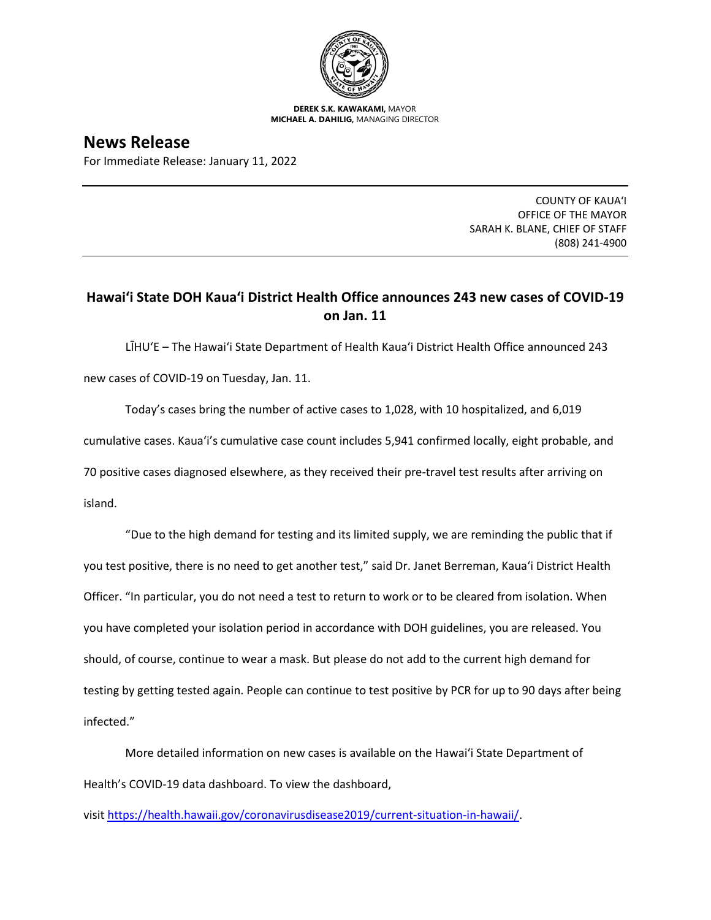**DEREK S.K. KAWAKAMI,** MAYOR
**MICHAEL A. DAHILIG,** MANAGING DIRECTOR

# News Release

For Immediate Release: January 11, 2022

COUNTY OF KAUAʻI
OFFICE OF THE MAYOR
SARAH K. BLANE, CHIEF OF STAFF
(808) 241-4900

## Hawaiʻi State DOH Kauaʻi District Health Office announces 243 new cases of COVID-19 on Jan. 11

LĪHUʻE – The Hawaiʻi State Department of Health Kauaʻi District Health Office announced 243 new cases of COVID-19 on Tuesday, Jan. 11.

Today's cases bring the number of active cases to 1,028, with 10 hospitalized, and 6,019 cumulative cases. Kauaʻi's cumulative case count includes 5,941 confirmed locally, eight probable, and 70 positive cases diagnosed elsewhere, as they received their pre-travel test results after arriving on island.

"Due to the high demand for testing and its limited supply, we are reminding the public that if you test positive, there is no need to get another test," said Dr. Janet Berreman, Kauaʻi District Health Officer. "In particular, you do not need a test to return to work or to be cleared from isolation. When you have completed your isolation period in accordance with DOH guidelines, you are released. You should, of course, continue to wear a mask. But please do not add to the current high demand for testing by getting tested again. People can continue to test positive by PCR for up to 90 days after being infected."

More detailed information on new cases is available on the Hawaiʻi State Department of Health's COVID-19 data dashboard. To view the dashboard, visit https://health.hawaii.gov/coronavirusdisease2019/current-situation-in-hawaii/.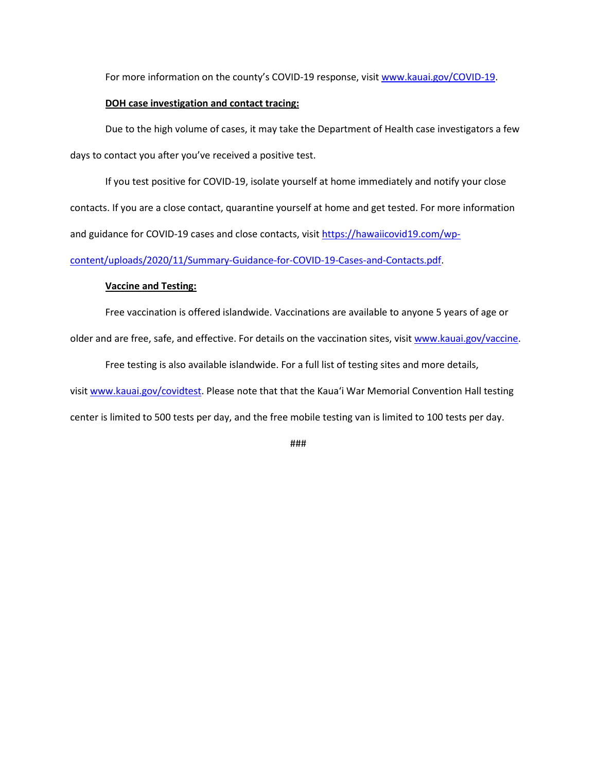For more information on the county's COVID-19 response, visit [www.kauai.gov/COVID-19](http://www.kauai.gov/COVID-19).

**DOH case investigation and contact tracing:**

Due to the high volume of cases, it may take the Department of Health case investigators a few days to contact you after you've received a positive test.

If you test positive for COVID-19, isolate yourself at home immediately and notify your close contacts. If you are a close contact, quarantine yourself at home and get tested. For more information and guidance for COVID-19 cases and close contacts, visit [https://hawaiicovid19.com/wp-content/uploads/2020/11/Summary-Guidance-for-COVID-19-Cases-and-Contacts.pdf](https://hawaiicovid19.com/wp-content/uploads/2020/11/Summary-Guidance-for-COVID-19-Cases-and-Contacts.pdf).

**Vaccine and Testing:**

Free vaccination is offered islandwide. Vaccinations are available to anyone 5 years of age or older and are free, safe, and effective. For details on the vaccination sites, visit [www.kauai.gov/vaccine](http://www.kauai.gov/vaccine).

Free testing is also available islandwide. For a full list of testing sites and more details, visit [www.kauai.gov/covidtest](http://www.kauai.gov/covidtest). Please note that that the Kaua'i War Memorial Convention Hall testing center is limited to 500 tests per day, and the free mobile testing van is limited to 100 tests per day.

###